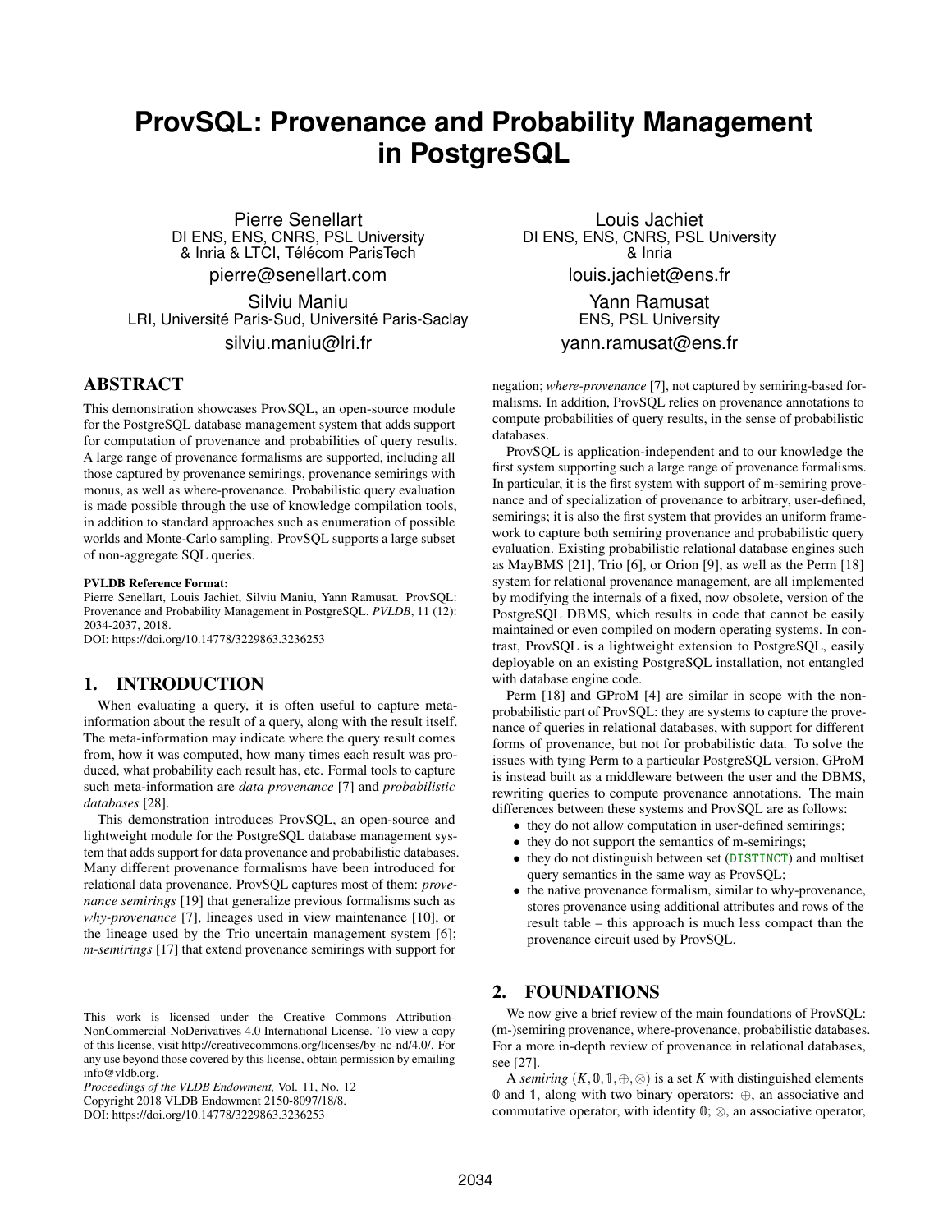# ProvSQL: Provenance and Probability Management in PostgreSQL

Pierre Senellart
DI ENS, ENS, CNRS, PSL University & Inria & LTCI, Télécom ParisTech
pierre@senellart.com

Louis Jachiet
DI ENS, ENS, CNRS, PSL University & Inria
louis.jachiet@ens.fr

Silviu Maniu
LRI, Université Paris-Sud, Université Paris-Saclay
silviu.maniu@lri.fr

Yann Ramusat
ENS, PSL University
yann.ramusat@ens.fr

## ABSTRACT

This demonstration showcases ProvSQL, an open-source module for the PostgreSQL database management system that adds support for computation of provenance and probabilities of query results. A large range of provenance formalisms are supported, including all those captured by provenance semirings, provenance semirings with monus, as well as where-provenance. Probabilistic query evaluation is made possible through the use of knowledge compilation tools, in addition to standard approaches such as enumeration of possible worlds and Monte-Carlo sampling. ProvSQL supports a large subset of non-aggregate SQL queries.

#### PVLDB Reference Format:

Pierre Senellart, Louis Jachiet, Silviu Maniu, Yann Ramusat. ProvSQL: Provenance and Probability Management in PostgreSQL. *PVLDB*, 11 (12): 2034-2037, 2018.
DOI: https://doi.org/10.14778/3229863.3236253

## 1. INTRODUCTION

When evaluating a query, it is often useful to capture meta-information about the result of a query, along with the result itself. The meta-information may indicate where the query result comes from, how it was computed, how many times each result was produced, what probability each result has, etc. Formal tools to capture such meta-information are *data provenance* [7] and *probabilistic databases* [28].

This demonstration introduces ProvSQL, an open-source and lightweight module for the PostgreSQL database management system that adds support for data provenance and probabilistic databases. Many different provenance formalisms have been introduced for relational data provenance. ProvSQL captures most of them: *provenance semirings* [19] that generalize previous formalisms such as *why-provenance* [7], lineages used in view maintenance [10], or the lineage used by the Trio uncertain management system [6]; *m-semirings* [17] that extend provenance semirings with support for negation; *where-provenance* [7], not captured by semiring-based formalisms. In addition, ProvSQL relies on provenance annotations to compute probabilities of query results, in the sense of probabilistic databases.

ProvSQL is application-independent and to our knowledge the first system supporting such a large range of provenance formalisms. In particular, it is the first system with support of m-semiring provenance and of specialization of provenance to arbitrary, user-defined, semirings; it is also the first system that provides an uniform framework to capture both semiring provenance and probabilistic query evaluation. Existing probabilistic relational database engines such as MayBMS [21], Trio [6], or Orion [9], as well as the Perm [18] system for relational provenance management, are all implemented by modifying the internals of a fixed, now obsolete, version of the PostgreSQL DBMS, which results in code that cannot be easily maintained or even compiled on modern operating systems. In contrast, ProvSQL is a lightweight extension to PostgreSQL, easily deployable on an existing PostgreSQL installation, not entangled with database engine code.

Perm [18] and GProM [4] are similar in scope with the non-probabilistic part of ProvSQL: they are systems to capture the provenance of queries in relational databases, with support for different forms of provenance, but not for probabilistic data. To solve the issues with tying Perm to a particular PostgreSQL version, GProM is instead built as a middleware between the user and the DBMS, rewriting queries to compute provenance annotations. The main differences between these systems and ProvSQL are as follows:

- they do not allow computation in user-defined semirings;
- they do not support the semantics of m-semirings;
- they do not distinguish between set (`DISTINCT`) and multiset query semantics in the same way as ProvSQL;
- the native provenance formalism, similar to why-provenance, stores provenance using additional attributes and rows of the result table – this approach is much less compact than the provenance circuit used by ProvSQL.

## 2. FOUNDATIONS

We now give a brief review of the main foundations of ProvSQL: (m-)semiring provenance, where-provenance, probabilistic databases. For a more in-depth review of provenance in relational databases, see [27].

A *semiring* $(K, \mathbb{0}, \mathbb{1}, \oplus, \otimes)$ is a set $K$ with distinguished elements $\mathbb{0}$ and $\mathbb{1}$, along with two binary operators: $\oplus$, an associative and commutative operator, with identity $\mathbb{0}$; $\otimes$, an associative operator,

This work is licensed under the Creative Commons Attribution-NonCommercial-NoDerivatives 4.0 International License. To view a copy of this license, visit http://creativecommons.org/licenses/by-nc-nd/4.0/. For any use beyond those covered by this license, obtain permission by emailing info@vldb.org.
*Proceedings of the VLDB Endowment,* Vol. 11, No. 12
Copyright 2018 VLDB Endowment 2150-8097/18/8.
DOI: https://doi.org/10.14778/3229863.3236253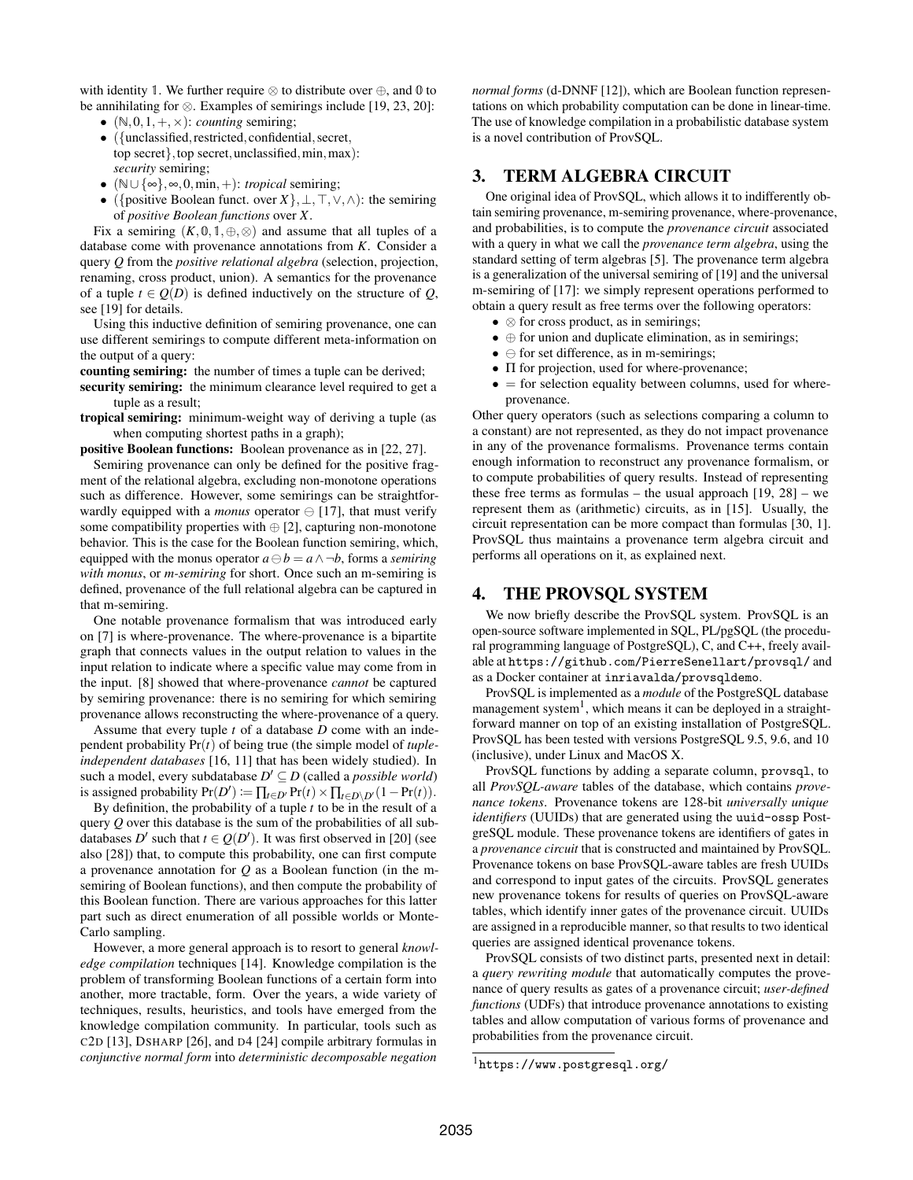with identity $\mathbb{1}$. We further require $\otimes$ to distribute over $\oplus$, and $\mathbb{0}$ to be annihilating for $\otimes$. Examples of semirings include [19, 23, 20]:

- $(\mathbb{N}, 0, 1, +, \times)$: *counting* semiring;
- $(\{\text{unclassified}, \text{restricted}, \text{confidential}, \text{secret}, \text{top secret}\}, \text{top secret}, \text{unclassified}, \min, \max)$: *security* semiring;
- $(\mathbb{N} \cup \{\infty\}, \infty, 0, \min, +)$: *tropical* semiring;
- $(\{\text{positive Boolean funct. over } X\}, \bot, \top, \vee, \wedge)$: the semiring of *positive Boolean functions* over $X$.

Fix a semiring $(K, \mathbb{0}, \mathbb{1}, \oplus, \otimes)$ and assume that all tuples of a database come with provenance annotations from $K$. Consider a query $Q$ from the *positive relational algebra* (selection, projection, renaming, cross product, union). A semantics for the provenance of a tuple $t \in Q(D)$ is defined inductively on the structure of $Q$, see [19] for details.

Using this inductive definition of semiring provenance, one can use different semirings to compute different meta-information on the output of a query:

**counting semiring:** the number of times a tuple can be derived;

**security semiring:** the minimum clearance level required to get a tuple as a result;

**tropical semiring:** minimum-weight way of deriving a tuple (as when computing shortest paths in a graph);

**positive Boolean functions:** Boolean provenance as in [22, 27].

Semiring provenance can only be defined for the positive fragment of the relational algebra, excluding non-monotone operations such as difference. However, some semirings can be straightforwardly equipped with a *monus* operator $\ominus$ [17], that must verify some compatibility properties with $\oplus$ [2], capturing non-monotone behavior. This is the case for the Boolean function semiring, which, equipped with the monus operator $a \ominus b = a \wedge \neg b$, forms a *semiring with monus*, or *m-semiring* for short. Once such an m-semiring is defined, provenance of the full relational algebra can be captured in that m-semiring.

One notable provenance formalism that was introduced early on [7] is where-provenance. The where-provenance is a bipartite graph that connects values in the output relation to values in the input relation to indicate where a specific value may come from in the input. [8] showed that where-provenance *cannot* be captured by semiring provenance: there is no semiring for which semiring provenance allows reconstructing the where-provenance of a query.

Assume that every tuple $t$ of a database $D$ come with an independent probability $\Pr(t)$ of being true (the simple model of *tuple-independent databases* [16, 11] that has been widely studied). In such a model, every subdatabase $D' \subseteq D$ (called a *possible world*) is assigned probability $\Pr(D') := \prod_{t \in D'} \Pr(t) \times \prod_{t \in D \setminus D'} (1 - \Pr(t))$.

By definition, the probability of a tuple $t$ to be in the result of a query $Q$ over this database is the sum of the probabilities of all subdatabases $D'$ such that $t \in Q(D')$. It was first observed in [20] (see also [28]) that, to compute this probability, one can first compute a provenance annotation for $Q$ as a Boolean function (in the m-semiring of Boolean functions), and then compute the probability of this Boolean function. There are various approaches for this latter part such as direct enumeration of all possible worlds or Monte-Carlo sampling.

However, a more general approach is to resort to general *knowledge compilation* techniques [14]. Knowledge compilation is the problem of transforming Boolean functions of a certain form into another, more tractable, form. Over the years, a wide variety of techniques, results, heuristics, and tools have emerged from the knowledge compilation community. In particular, tools such as C2D [13], DSHARP [26], and D4 [24] compile arbitrary formulas in *conjunctive normal form* into *deterministic decomposable negation normal forms* (d-DNNF [12]), which are Boolean function representations on which probability computation can be done in linear-time. The use of knowledge compilation in a probabilistic database system is a novel contribution of ProvSQL.

## 3. TERM ALGEBRA CIRCUIT

One original idea of ProvSQL, which allows it to indifferently obtain semiring provenance, m-semiring provenance, where-provenance, and probabilities, is to compute the *provenance circuit* associated with a query in what we call the *provenance term algebra*, using the standard setting of term algebras [5]. The provenance term algebra is a generalization of the universal semiring of [19] and the universal m-semiring of [17]: we simply represent operations performed to obtain a query result as free terms over the following operators:

- $\otimes$ for cross product, as in semirings;
- $\oplus$ for union and duplicate elimination, as in semirings;
- $\ominus$ for set difference, as in m-semirings;
- $\Pi$ for projection, used for where-provenance;
- $=$ for selection equality between columns, used for where-provenance.

Other query operators (such as selections comparing a column to a constant) are not represented, as they do not impact provenance in any of the provenance formalisms. Provenance terms contain enough information to reconstruct any provenance formalism, or to compute probabilities of query results. Instead of representing these free terms as formulas – the usual approach [19, 28] – we represent them as (arithmetic) circuits, as in [15]. Usually, the circuit representation can be more compact than formulas [30, 1]. ProvSQL thus maintains a provenance term algebra circuit and performs all operations on it, as explained next.

## 4. THE PROVSQL SYSTEM

We now briefly describe the ProvSQL system. ProvSQL is an open-source software implemented in SQL, PL/pgSQL (the procedural programming language of PostgreSQL), C, and C++, freely available at `https://github.com/PierreSenellart/provsql/` and as a Docker container at `inriavalda/provsqldemo`.

ProvSQL is implemented as a *module* of the PostgreSQL database management system[1], which means it can be deployed in a straightforward manner on top of an existing installation of PostgreSQL. ProvSQL has been tested with versions PostgreSQL 9.5, 9.6, and 10 (inclusive), under Linux and MacOS X.

ProvSQL functions by adding a separate column, `provsql`, to all *ProvSQL-aware* tables of the database, which contains *provenance tokens*. Provenance tokens are 128-bit *universally unique identifiers* (UUIDs) that are generated using the `uuid-ossp` PostgreSQL module. These provenance tokens are identifiers of gates in a *provenance circuit* that is constructed and maintained by ProvSQL. Provenance tokens on base ProvSQL-aware tables are fresh UUIDs and correspond to input gates of the circuits. ProvSQL generates new provenance tokens for results of queries on ProvSQL-aware tables, which identify inner gates of the provenance circuit. UUIDs are assigned in a reproducible manner, so that results to two identical queries are assigned identical provenance tokens.

ProvSQL consists of two distinct parts, presented next in detail: a *query rewriting module* that automatically computes the provenance of query results as gates of a provenance circuit; *user-defined functions* (UDFs) that introduce provenance annotations to existing tables and allow computation of various forms of provenance and probabilities from the provenance circuit.

[1] `https://www.postgresql.org/`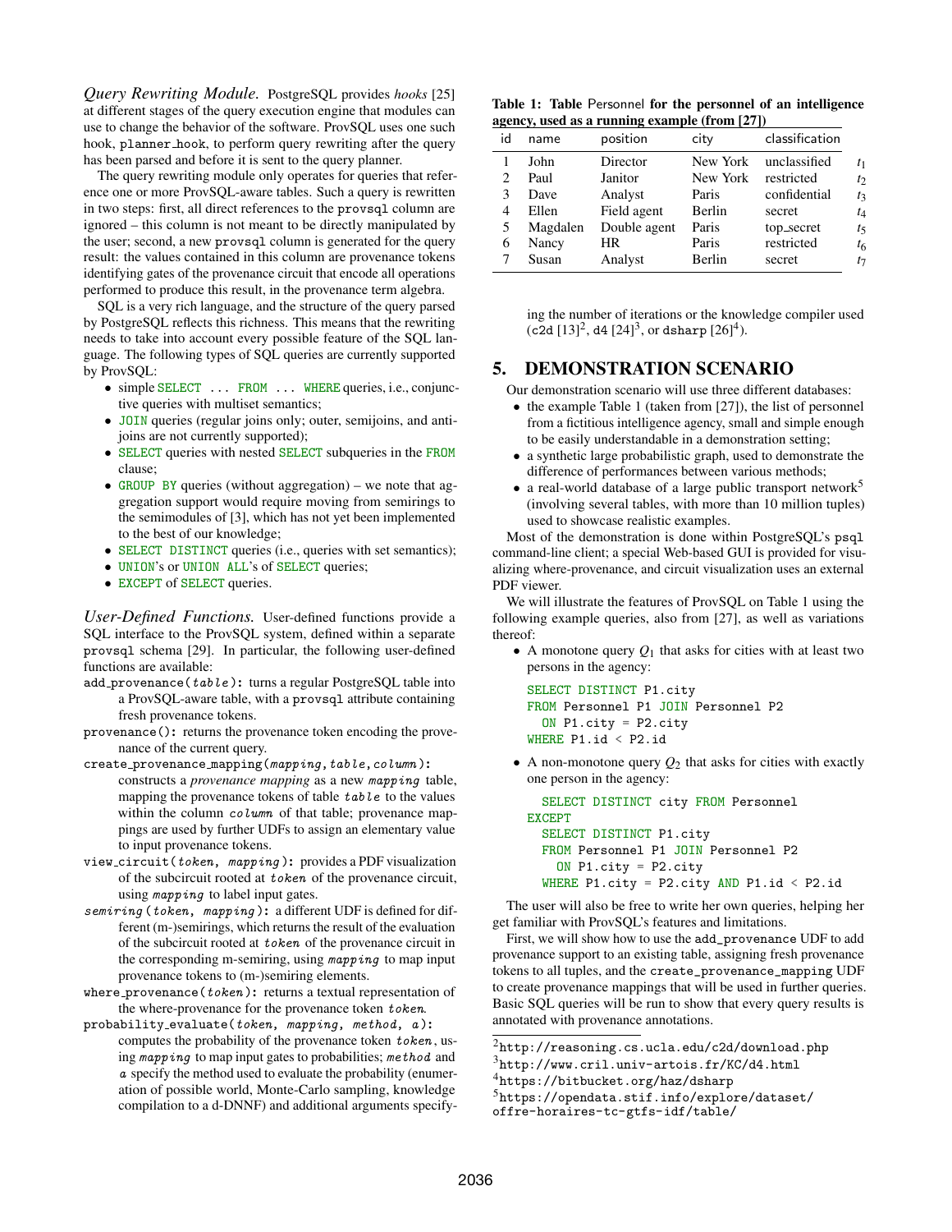*Query Rewriting Module.* PostgreSQL provides *hooks* [25] at different stages of the query execution engine that modules can use to change the behavior of the software. ProvSQL uses one such hook, `planner_hook`, to perform query rewriting after the query has been parsed and before it is sent to the query planner.

The query rewriting module only operates for queries that reference one or more ProvSQL-aware tables. Such a query is rewritten in two steps: first, all direct references to the `provsql` column are ignored – this column is not meant to be directly manipulated by the user; second, a new `provsql` column is generated for the query result: the values contained in this column are provenance tokens identifying gates of the provenance circuit that encode all operations performed to produce this result, in the provenance term algebra.

SQL is a very rich language, and the structure of the query parsed by PostgreSQL reflects this richness. This means that the rewriting needs to take into account every possible feature of the SQL language. The following types of SQL queries are currently supported by ProvSQL:

- simple `SELECT ... FROM ... WHERE` queries, i.e., conjunctive queries with multiset semantics;
- `JOIN` queries (regular joins only; outer, semijoins, and antijoins are not currently supported);
- `SELECT` queries with nested `SELECT` subqueries in the `FROM` clause;
- `GROUP BY` queries (without aggregation) – we note that aggregation support would require moving from semirings to the semimodules of [3], which has not yet been implemented to the best of our knowledge;
- `SELECT DISTINCT` queries (i.e., queries with set semantics);
- `UNION`'s or `UNION ALL`'s of `SELECT` queries;
- `EXCEPT` of `SELECT` queries.

*User-Defined Functions.* User-defined functions provide a SQL interface to the ProvSQL system, defined within a separate `provsql` schema [29]. In particular, the following user-defined functions are available:

`add_provenance(table)`: turns a regular PostgreSQL table into a ProvSQL-aware table, with a `provsql` attribute containing fresh provenance tokens.

`provenance()`: returns the provenance token encoding the provenance of the current query.

`create_provenance_mapping(mapping, table, column)`: constructs a *provenance mapping* as a new *mapping* table, mapping the provenance tokens of table *table* to the values within the column *column* of that table; provenance mappings are used by further UDFs to assign an elementary value to input provenance tokens.

`view_circuit(token, mapping)`: provides a PDF visualization of the subcircuit rooted at *token* of the provenance circuit, using *mapping* to label input gates.

`semiring(token, mapping)`: a different UDF is defined for different (m-)semirings, which returns the result of the evaluation of the subcircuit rooted at *token* of the provenance circuit in the corresponding m-semiring, using *mapping* to map input provenance tokens to (m-)semiring elements.

`where_provenance(token)`: returns a textual representation of the where-provenance for the provenance token *token*.

`probability_evaluate(token, mapping, method, a)`: computes the probability of the provenance token *token*, using *mapping* to map input gates to probabilities; *method* and *a* specify the method used to evaluate the probability (enumeration of possible world, Monte-Carlo sampling, knowledge compilation to a d-DNNF) and additional arguments specifying the number of iterations or the knowledge compiler used (`c2d` [13][2], `d4` [24][3], or `dsharp` [26][4]).

**Table 1: Table Personnel for the personnel of an intelligence agency, used as a running example (from [27])**

| id | name | position | city | classification | |
|---|---|---|---|---|---|
| 1 | John | Director | New York | unclassified | $t_1$ |
| 2 | Paul | Janitor | New York | restricted | $t_2$ |
| 3 | Dave | Analyst | Paris | confidential | $t_3$ |
| 4 | Ellen | Field agent | Berlin | secret | $t_4$ |
| 5 | Magdalen | Double agent | Paris | top_secret | $t_5$ |
| 6 | Nancy | HR | Paris | restricted | $t_6$ |
| 7 | Susan | Analyst | Berlin | secret | $t_7$ |

## 5. DEMONSTRATION SCENARIO

Our demonstration scenario will use three different databases:

- the example Table 1 (taken from [27]), the list of personnel from a fictitious intelligence agency, small and simple enough to be easily understandable in a demonstration setting;
- a synthetic large probabilistic graph, used to demonstrate the difference of performances between various methods;
- a real-world database of a large public transport network[5] (involving several tables, with more than 10 million tuples) used to showcase realistic examples.

Most of the demonstration is done within PostgreSQL's `psql` command-line client; a special Web-based GUI is provided for visualizing where-provenance, and circuit visualization uses an external PDF viewer.

We will illustrate the features of ProvSQL on Table 1 using the following example queries, also from [27], as well as variations thereof:

- A monotone query $Q_1$ that asks for cities with at least two persons in the agency:

```
SELECT DISTINCT P1.city
FROM Personnel P1 JOIN Personnel P2
  ON P1.city = P2.city
WHERE P1.id < P2.id
```

- A non-monotone query $Q_2$ that asks for cities with exactly one person in the agency:

```
  SELECT DISTINCT city FROM Personnel
EXCEPT
  SELECT DISTINCT P1.city
  FROM Personnel P1 JOIN Personnel P2
    ON P1.city = P2.city
  WHERE P1.city = P2.city AND P1.id < P2.id
```

The user will also be free to write her own queries, helping her get familiar with ProvSQL's features and limitations.

First, we will show how to use the `add_provenance` UDF to add provenance support to an existing table, assigning fresh provenance tokens to all tuples, and the `create_provenance_mapping` UDF to create provenance mappings that will be used in further queries. Basic SQL queries will be run to show that every query results is annotated with provenance annotations.

---

[2] http://reasoning.cs.ucla.edu/c2d/download.php

[3] http://www.cril.univ-artois.fr/KC/d4.html

[4] https://bitbucket.org/haz/dsharp

[5] https://opendata.stif.info/explore/dataset/offre-horaires-tc-gtfs-idf/table/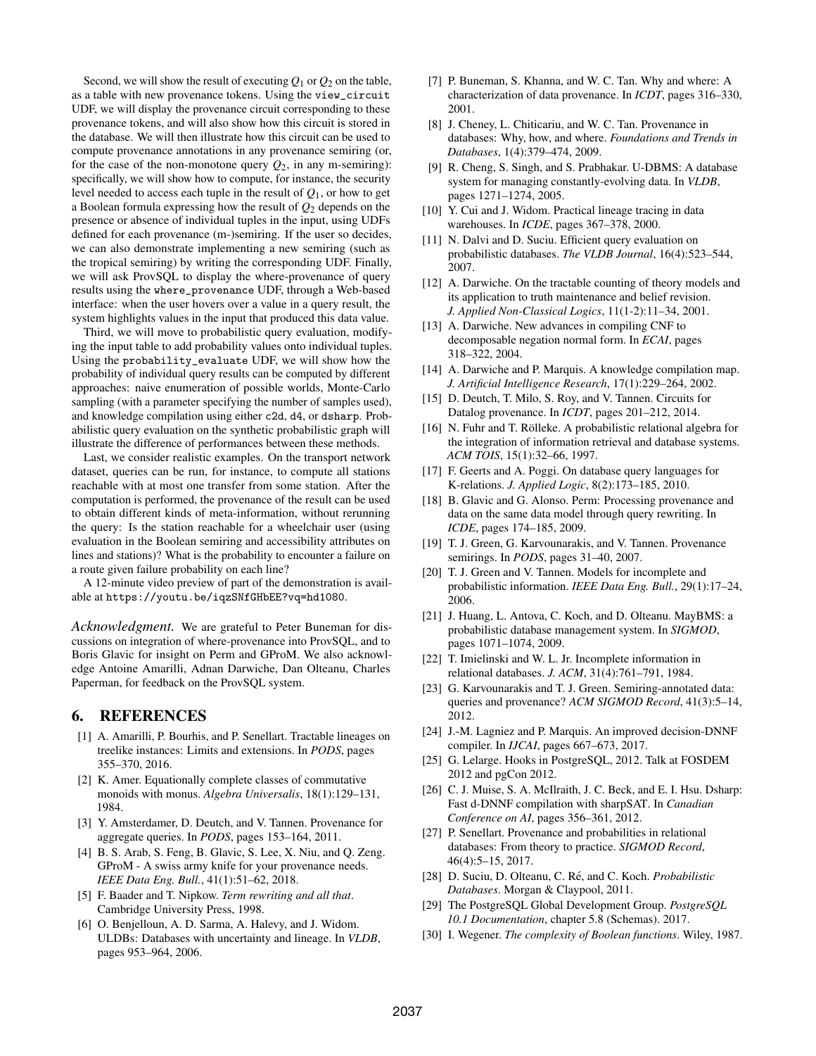Second, we will show the result of executing $Q_1$ or $Q_2$ on the table, as a table with new provenance tokens. Using the `view_circuit` UDF, we will display the provenance circuit corresponding to these provenance tokens, and will also show how this circuit is stored in the database. We will then illustrate how this circuit can be used to compute provenance annotations in any provenance semiring (or, for the case of the non-monotone query $Q_2$, in any m-semiring): specifically, we will show how to compute, for instance, the security level needed to access each tuple in the result of $Q_1$, or how to get a Boolean formula expressing how the result of $Q_2$ depends on the presence or absence of individual tuples in the input, using UDFs defined for each provenance (m-)semiring. If the user so decides, we can also demonstrate implementing a new semiring (such as the tropical semiring) by writing the corresponding UDF. Finally, we will ask ProvSQL to display the where-provenance of query results using the `where_provenance` UDF, through a Web-based interface: when the user hovers over a value in a query result, the system highlights values in the input that produced this data value.

Third, we will move to probabilistic query evaluation, modifying the input table to add probability values onto individual tuples. Using the `probability_evaluate` UDF, we will show how the probability of individual query results can be computed by different approaches: naive enumeration of possible worlds, Monte-Carlo sampling (with a parameter specifying the number of samples used), and knowledge compilation using either `c2d`, `d4`, or `dsharp`. Probabilistic query evaluation on the synthetic probabilistic graph will illustrate the difference of performances between these methods.

Last, we consider realistic examples. On the transport network dataset, queries can be run, for instance, to compute all stations reachable with at most one transfer from some station. After the computation is performed, the provenance of the result can be used to obtain different kinds of meta-information, without rerunning the query: Is the station reachable for a wheelchair user (using evaluation in the Boolean semiring and accessibility attributes on lines and stations)? What is the probability to encounter a failure on a route given failure probability on each line?

A 12-minute video preview of part of the demonstration is available at `https://youtu.be/iqzSNfGHbEE?vq=hd1080`.

*Acknowledgment.* We are grateful to Peter Buneman for discussions on integration of where-provenance into ProvSQL, and to Boris Glavic for insight on Perm and GProM. We also acknowledge Antoine Amarilli, Adnan Darwiche, Dan Olteanu, Charles Paperman, for feedback on the ProvSQL system.

## 6. REFERENCES

[1] A. Amarilli, P. Bourhis, and P. Senellart. Tractable lineages on treelike instances: Limits and extensions. In *PODS*, pages 355–370, 2016.

[2] K. Amer. Equationally complete classes of commutative monoids with monus. *Algebra Universalis*, 18(1):129–131, 1984.

[3] Y. Amsterdamer, D. Deutch, and V. Tannen. Provenance for aggregate queries. In *PODS*, pages 153–164, 2011.

[4] B. S. Arab, S. Feng, B. Glavic, S. Lee, X. Niu, and Q. Zeng. GProM - A swiss army knife for your provenance needs. *IEEE Data Eng. Bull.*, 41(1):51–62, 2018.

[5] F. Baader and T. Nipkow. *Term rewriting and all that*. Cambridge University Press, 1998.

[6] O. Benjelloun, A. D. Sarma, A. Halevy, and J. Widom. ULDBs: Databases with uncertainty and lineage. In *VLDB*, pages 953–964, 2006.

[7] P. Buneman, S. Khanna, and W. C. Tan. Why and where: A characterization of data provenance. In *ICDT*, pages 316–330, 2001.

[8] J. Cheney, L. Chiticariu, and W. C. Tan. Provenance in databases: Why, how, and where. *Foundations and Trends in Databases*, 1(4):379–474, 2009.

[9] R. Cheng, S. Singh, and S. Prabhakar. U-DBMS: A database system for managing constantly-evolving data. In *VLDB*, pages 1271–1274, 2005.

[10] Y. Cui and J. Widom. Practical lineage tracing in data warehouses. In *ICDE*, pages 367–378, 2000.

[11] N. Dalvi and D. Suciu. Efficient query evaluation on probabilistic databases. *The VLDB Journal*, 16(4):523–544, 2007.

[12] A. Darwiche. On the tractable counting of theory models and its application to truth maintenance and belief revision. *J. Applied Non-Classical Logics*, 11(1-2):11–34, 2001.

[13] A. Darwiche. New advances in compiling CNF to decomposable negation normal form. In *ECAI*, pages 318–322, 2004.

[14] A. Darwiche and P. Marquis. A knowledge compilation map. *J. Artificial Intelligence Research*, 17(1):229–264, 2002.

[15] D. Deutch, T. Milo, S. Roy, and V. Tannen. Circuits for Datalog provenance. In *ICDT*, pages 201–212, 2014.

[16] N. Fuhr and T. Rölleke. A probabilistic relational algebra for the integration of information retrieval and database systems. *ACM TOIS*, 15(1):32–66, 1997.

[17] F. Geerts and A. Poggi. On database query languages for K-relations. *J. Applied Logic*, 8(2):173–185, 2010.

[18] B. Glavic and G. Alonso. Perm: Processing provenance and data on the same data model through query rewriting. In *ICDE*, pages 174–185, 2009.

[19] T. J. Green, G. Karvounarakis, and V. Tannen. Provenance semirings. In *PODS*, pages 31–40, 2007.

[20] T. J. Green and V. Tannen. Models for incomplete and probabilistic information. *IEEE Data Eng. Bull.*, 29(1):17–24, 2006.

[21] J. Huang, L. Antova, C. Koch, and D. Olteanu. MayBMS: a probabilistic database management system. In *SIGMOD*, pages 1071–1074, 2009.

[22] T. Imielinski and W. L. Jr. Incomplete information in relational databases. *J. ACM*, 31(4):761–791, 1984.

[23] G. Karvounarakis and T. J. Green. Semiring-annotated data: queries and provenance? *ACM SIGMOD Record*, 41(3):5–14, 2012.

[24] J.-M. Lagniez and P. Marquis. An improved decision-DNNF compiler. In *IJCAI*, pages 667–673, 2017.

[25] G. Lelarge. Hooks in PostgreSQL, 2012. Talk at FOSDEM 2012 and pgCon 2012.

[26] C. J. Muise, S. A. McIlraith, J. C. Beck, and E. I. Hsu. Dsharp: Fast d-DNNF compilation with sharpSAT. In *Canadian Conference on AI*, pages 356–361, 2012.

[27] P. Senellart. Provenance and probabilities in relational databases: From theory to practice. *SIGMOD Record*, 46(4):5–15, 2017.

[28] D. Suciu, D. Olteanu, C. Ré, and C. Koch. *Probabilistic Databases*. Morgan & Claypool, 2011.

[29] The PostgreSQL Global Development Group. *PostgreSQL 10.1 Documentation*, chapter 5.8 (Schemas). 2017.

[30] I. Wegener. *The complexity of Boolean functions*. Wiley, 1987.